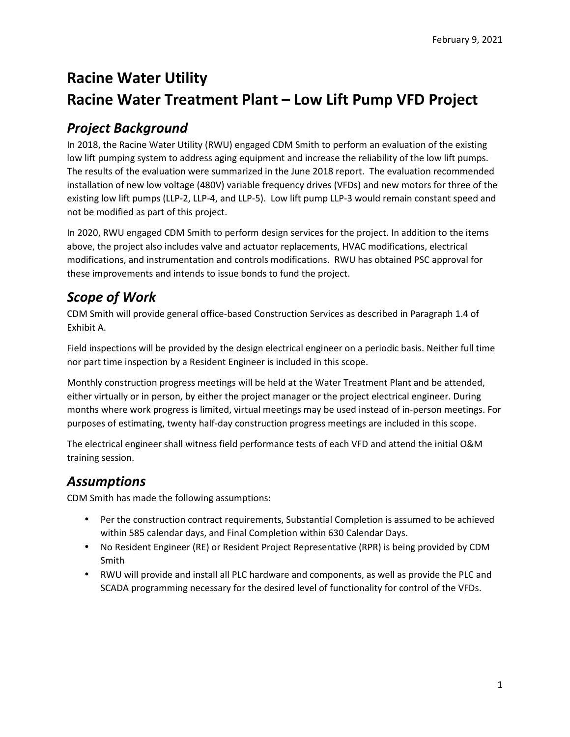February 9, 2021

# Racine Water Utility
# Racine Water Treatment Plant – Low Lift Pump VFD Project

## *Project Background*

In 2018, the Racine Water Utility (RWU) engaged CDM Smith to perform an evaluation of the existing low lift pumping system to address aging equipment and increase the reliability of the low lift pumps. The results of the evaluation were summarized in the June 2018 report. The evaluation recommended installation of new low voltage (480V) variable frequency drives (VFDs) and new motors for three of the existing low lift pumps (LLP-2, LLP-4, and LLP-5). Low lift pump LLP-3 would remain constant speed and not be modified as part of this project.

In 2020, RWU engaged CDM Smith to perform design services for the project. In addition to the items above, the project also includes valve and actuator replacements, HVAC modifications, electrical modifications, and instrumentation and controls modifications. RWU has obtained PSC approval for these improvements and intends to issue bonds to fund the project.

## *Scope of Work*

CDM Smith will provide general office-based Construction Services as described in Paragraph 1.4 of Exhibit A.

Field inspections will be provided by the design electrical engineer on a periodic basis. Neither full time nor part time inspection by a Resident Engineer is included in this scope.

Monthly construction progress meetings will be held at the Water Treatment Plant and be attended, either virtually or in person, by either the project manager or the project electrical engineer. During months where work progress is limited, virtual meetings may be used instead of in-person meetings. For purposes of estimating, twenty half-day construction progress meetings are included in this scope.

The electrical engineer shall witness field performance tests of each VFD and attend the initial O&M training session.

## *Assumptions*

CDM Smith has made the following assumptions:

- Per the construction contract requirements, Substantial Completion is assumed to be achieved within 585 calendar days, and Final Completion within 630 Calendar Days.
- No Resident Engineer (RE) or Resident Project Representative (RPR) is being provided by CDM Smith
- RWU will provide and install all PLC hardware and components, as well as provide the PLC and SCADA programming necessary for the desired level of functionality for control of the VFDs.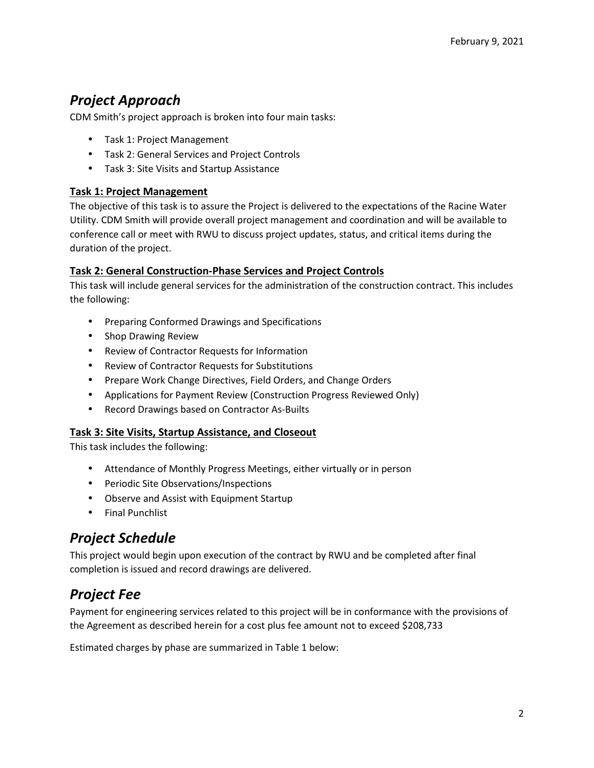# *Project Approach*

CDM Smith's project approach is broken into four main tasks:

- Task 1: Project Management
- Task 2: General Services and Project Controls
- Task 3: Site Visits and Startup Assistance

### Task 1: Project Management

The objective of this task is to assure the Project is delivered to the expectations of the Racine Water Utility. CDM Smith will provide overall project management and coordination and will be available to conference call or meet with RWU to discuss project updates, status, and critical items during the duration of the project.

### Task 2: General Construction-Phase Services and Project Controls

This task will include general services for the administration of the construction contract. This includes the following:

- Preparing Conformed Drawings and Specifications
- Shop Drawing Review
- Review of Contractor Requests for Information
- Review of Contractor Requests for Substitutions
- Prepare Work Change Directives, Field Orders, and Change Orders
- Applications for Payment Review (Construction Progress Reviewed Only)
- Record Drawings based on Contractor As-Builts

### Task 3: Site Visits, Startup Assistance, and Closeout

This task includes the following:

- Attendance of Monthly Progress Meetings, either virtually or in person
- Periodic Site Observations/Inspections
- Observe and Assist with Equipment Startup
- Final Punchlist

# *Project Schedule*

This project would begin upon execution of the contract by RWU and be completed after final completion is issued and record drawings are delivered.

# *Project Fee*

Payment for engineering services related to this project will be in conformance with the provisions of the Agreement as described herein for a cost plus fee amount not to exceed $208,733

Estimated charges by phase are summarized in Table 1 below: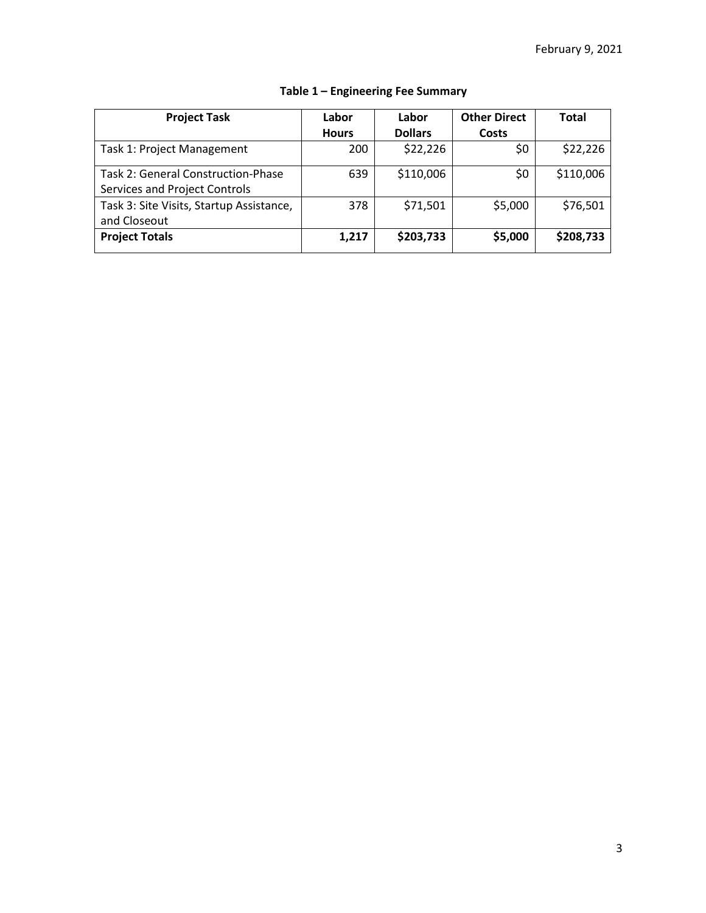February 9, 2021

**Table 1 – Engineering Fee Summary**

| **Project Task** | **Labor Hours** | **Labor Dollars** | **Other Direct Costs** | **Total** |
|---|---|---|---|---|
| Task 1: Project Management | 200 | $22,226 | $0 | $22,226 |
| Task 2: General Construction-Phase Services and Project Controls | 639 | $110,006 | $0 | $110,006 |
| Task 3: Site Visits, Startup Assistance, and Closeout | 378 | $71,501 | $5,000 | $76,501 |
| **Project Totals** | **1,217** | **$203,733** | **$5,000** | **$208,733** |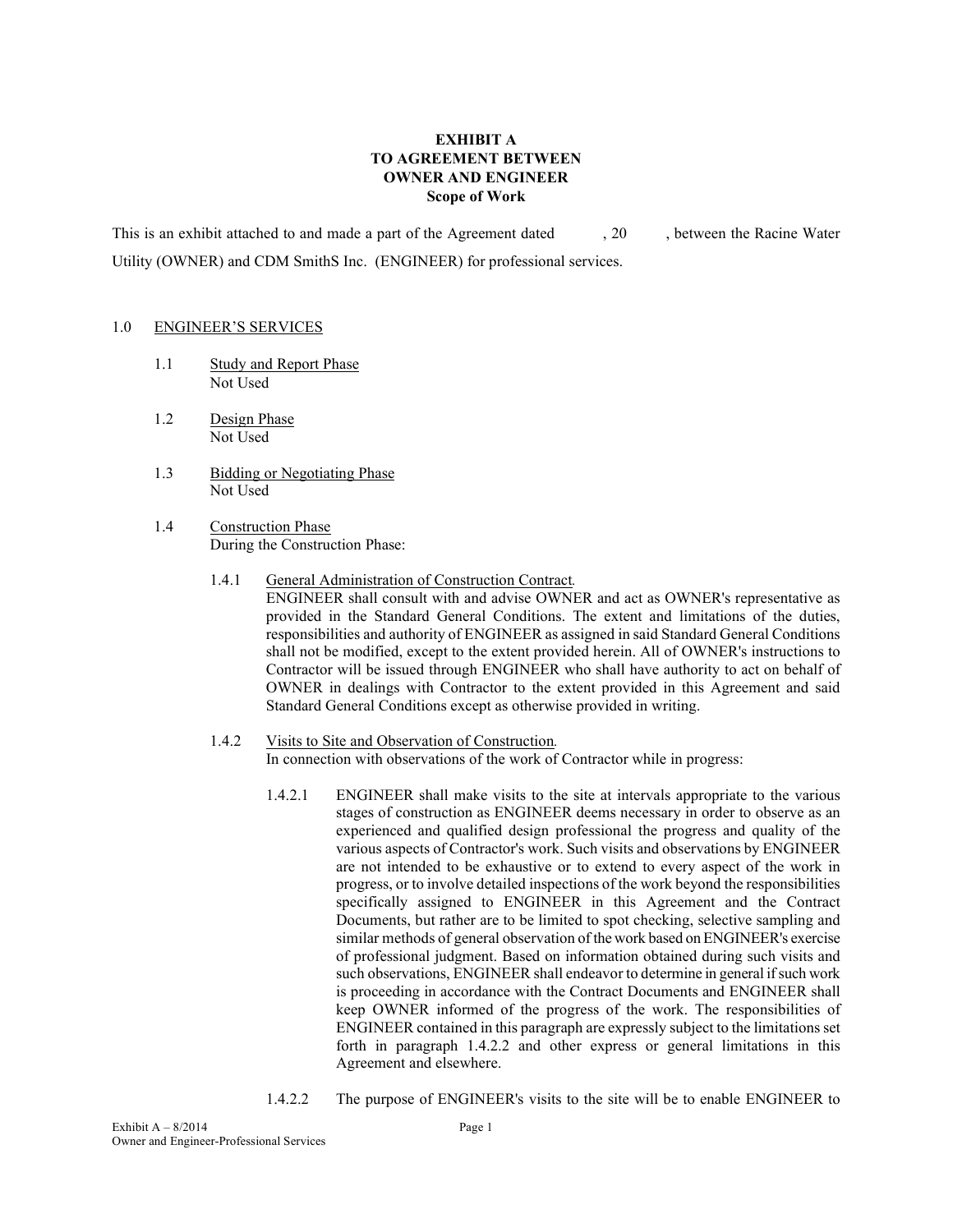**EXHIBIT A**
**TO AGREEMENT BETWEEN**
**OWNER AND ENGINEER**
**Scope of Work**

This is an exhibit attached to and made a part of the Agreement dated , 20 , between the Racine Water Utility (OWNER) and CDM SmithS Inc. (ENGINEER) for professional services.

1.0 ENGINEER'S SERVICES

1.1 Study and Report Phase
Not Used

1.2 Design Phase
Not Used

1.3 Bidding or Negotiating Phase
Not Used

1.4 Construction Phase
During the Construction Phase:

1.4.1 General Administration of Construction Contract.
ENGINEER shall consult with and advise OWNER and act as OWNER's representative as provided in the Standard General Conditions. The extent and limitations of the duties, responsibilities and authority of ENGINEER as assigned in said Standard General Conditions shall not be modified, except to the extent provided herein. All of OWNER's instructions to Contractor will be issued through ENGINEER who shall have authority to act on behalf of OWNER in dealings with Contractor to the extent provided in this Agreement and said Standard General Conditions except as otherwise provided in writing.

1.4.2 Visits to Site and Observation of Construction.
In connection with observations of the work of Contractor while in progress:

1.4.2.1 ENGINEER shall make visits to the site at intervals appropriate to the various stages of construction as ENGINEER deems necessary in order to observe as an experienced and qualified design professional the progress and quality of the various aspects of Contractor's work. Such visits and observations by ENGINEER are not intended to be exhaustive or to extend to every aspect of the work in progress, or to involve detailed inspections of the work beyond the responsibilities specifically assigned to ENGINEER in this Agreement and the Contract Documents, but rather are to be limited to spot checking, selective sampling and similar methods of general observation of the work based on ENGINEER's exercise of professional judgment. Based on information obtained during such visits and such observations, ENGINEER shall endeavor to determine in general if such work is proceeding in accordance with the Contract Documents and ENGINEER shall keep OWNER informed of the progress of the work. The responsibilities of ENGINEER contained in this paragraph are expressly subject to the limitations set forth in paragraph 1.4.2.2 and other express or general limitations in this Agreement and elsewhere.

1.4.2.2 The purpose of ENGINEER's visits to the site will be to enable ENGINEER to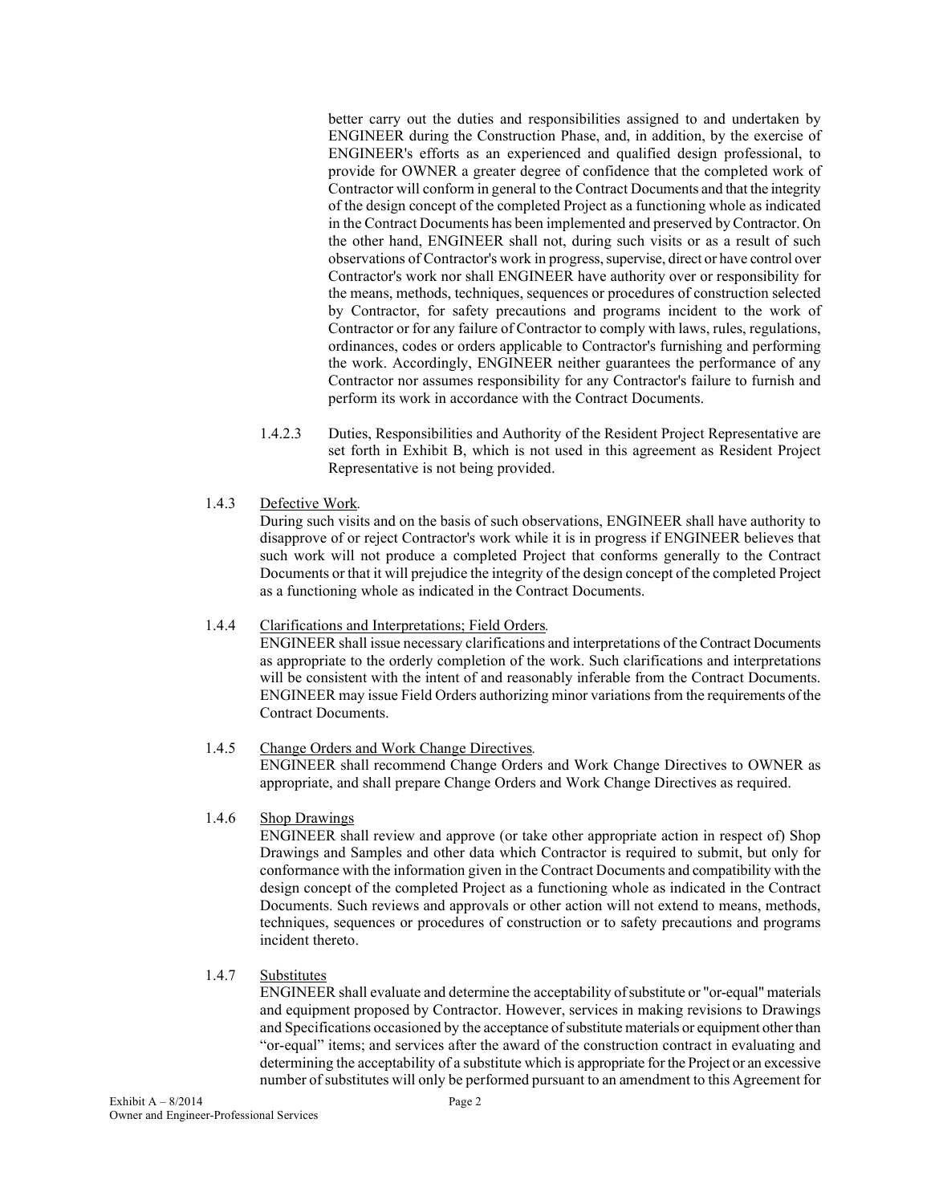better carry out the duties and responsibilities assigned to and undertaken by ENGINEER during the Construction Phase, and, in addition, by the exercise of ENGINEER's efforts as an experienced and qualified design professional, to provide for OWNER a greater degree of confidence that the completed work of Contractor will conform in general to the Contract Documents and that the integrity of the design concept of the completed Project as a functioning whole as indicated in the Contract Documents has been implemented and preserved by Contractor. On the other hand, ENGINEER shall not, during such visits or as a result of such observations of Contractor's work in progress, supervise, direct or have control over Contractor's work nor shall ENGINEER have authority over or responsibility for the means, methods, techniques, sequences or procedures of construction selected by Contractor, for safety precautions and programs incident to the work of Contractor or for any failure of Contractor to comply with laws, rules, regulations, ordinances, codes or orders applicable to Contractor's furnishing and performing the work. Accordingly, ENGINEER neither guarantees the performance of any Contractor nor assumes responsibility for any Contractor's failure to furnish and perform its work in accordance with the Contract Documents.

1.4.2.3 Duties, Responsibilities and Authority of the Resident Project Representative are set forth in Exhibit B, which is not used in this agreement as Resident Project Representative is not being provided.

1.4.3 Defective Work.

During such visits and on the basis of such observations, ENGINEER shall have authority to disapprove of or reject Contractor's work while it is in progress if ENGINEER believes that such work will not produce a completed Project that conforms generally to the Contract Documents or that it will prejudice the integrity of the design concept of the completed Project as a functioning whole as indicated in the Contract Documents.

1.4.4 Clarifications and Interpretations; Field Orders.

ENGINEER shall issue necessary clarifications and interpretations of the Contract Documents as appropriate to the orderly completion of the work. Such clarifications and interpretations will be consistent with the intent of and reasonably inferable from the Contract Documents. ENGINEER may issue Field Orders authorizing minor variations from the requirements of the Contract Documents.

1.4.5 Change Orders and Work Change Directives.

ENGINEER shall recommend Change Orders and Work Change Directives to OWNER as appropriate, and shall prepare Change Orders and Work Change Directives as required.

1.4.6 Shop Drawings

ENGINEER shall review and approve (or take other appropriate action in respect of) Shop Drawings and Samples and other data which Contractor is required to submit, but only for conformance with the information given in the Contract Documents and compatibility with the design concept of the completed Project as a functioning whole as indicated in the Contract Documents. Such reviews and approvals or other action will not extend to means, methods, techniques, sequences or procedures of construction or to safety precautions and programs incident thereto.

1.4.7 Substitutes

ENGINEER shall evaluate and determine the acceptability of substitute or "or-equal" materials and equipment proposed by Contractor. However, services in making revisions to Drawings and Specifications occasioned by the acceptance of substitute materials or equipment other than "or-equal" items; and services after the award of the construction contract in evaluating and determining the acceptability of a substitute which is appropriate for the Project or an excessive number of substitutes will only be performed pursuant to an amendment to this Agreement for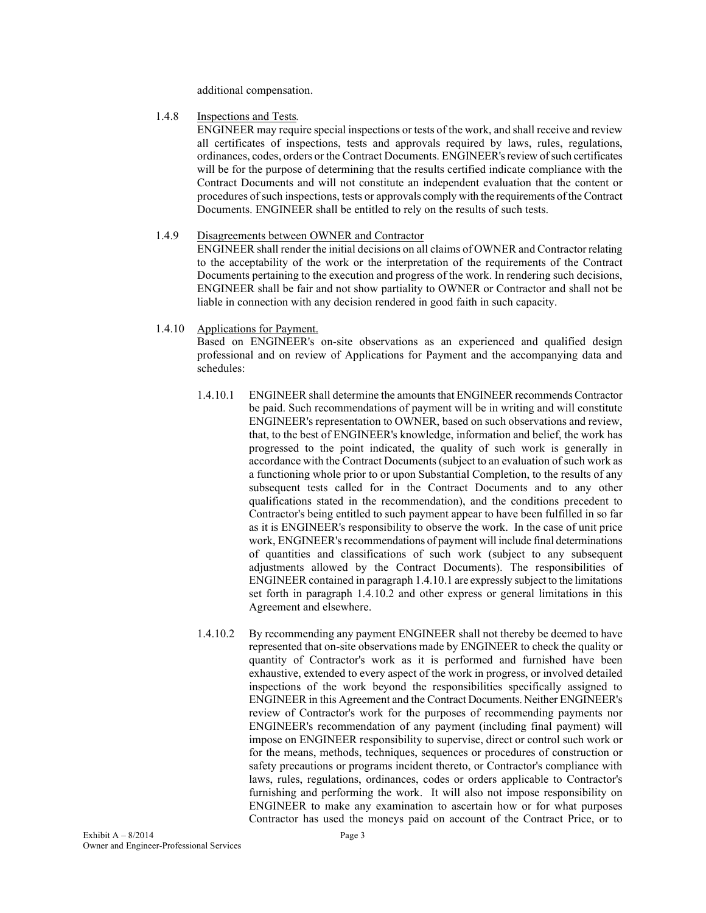additional compensation.

1.4.8 Inspections and Tests.

ENGINEER may require special inspections or tests of the work, and shall receive and review all certificates of inspections, tests and approvals required by laws, rules, regulations, ordinances, codes, orders or the Contract Documents. ENGINEER's review of such certificates will be for the purpose of determining that the results certified indicate compliance with the Contract Documents and will not constitute an independent evaluation that the content or procedures of such inspections, tests or approvals comply with the requirements of the Contract Documents. ENGINEER shall be entitled to rely on the results of such tests.

1.4.9 Disagreements between OWNER and Contractor

ENGINEER shall render the initial decisions on all claims of OWNER and Contractor relating to the acceptability of the work or the interpretation of the requirements of the Contract Documents pertaining to the execution and progress of the work. In rendering such decisions, ENGINEER shall be fair and not show partiality to OWNER or Contractor and shall not be liable in connection with any decision rendered in good faith in such capacity.

1.4.10 Applications for Payment.

Based on ENGINEER's on-site observations as an experienced and qualified design professional and on review of Applications for Payment and the accompanying data and schedules:

1.4.10.1 ENGINEER shall determine the amounts that ENGINEER recommends Contractor be paid. Such recommendations of payment will be in writing and will constitute ENGINEER's representation to OWNER, based on such observations and review, that, to the best of ENGINEER's knowledge, information and belief, the work has progressed to the point indicated, the quality of such work is generally in accordance with the Contract Documents (subject to an evaluation of such work as a functioning whole prior to or upon Substantial Completion, to the results of any subsequent tests called for in the Contract Documents and to any other qualifications stated in the recommendation), and the conditions precedent to Contractor's being entitled to such payment appear to have been fulfilled in so far as it is ENGINEER's responsibility to observe the work. In the case of unit price work, ENGINEER's recommendations of payment will include final determinations of quantities and classifications of such work (subject to any subsequent adjustments allowed by the Contract Documents). The responsibilities of ENGINEER contained in paragraph 1.4.10.1 are expressly subject to the limitations set forth in paragraph 1.4.10.2 and other express or general limitations in this Agreement and elsewhere.

1.4.10.2 By recommending any payment ENGINEER shall not thereby be deemed to have represented that on-site observations made by ENGINEER to check the quality or quantity of Contractor's work as it is performed and furnished have been exhaustive, extended to every aspect of the work in progress, or involved detailed inspections of the work beyond the responsibilities specifically assigned to ENGINEER in this Agreement and the Contract Documents. Neither ENGINEER's review of Contractor's work for the purposes of recommending payments nor ENGINEER's recommendation of any payment (including final payment) will impose on ENGINEER responsibility to supervise, direct or control such work or for the means, methods, techniques, sequences or procedures of construction or safety precautions or programs incident thereto, or Contractor's compliance with laws, rules, regulations, ordinances, codes or orders applicable to Contractor's furnishing and performing the work. It will also not impose responsibility on ENGINEER to make any examination to ascertain how or for what purposes Contractor has used the moneys paid on account of the Contract Price, or to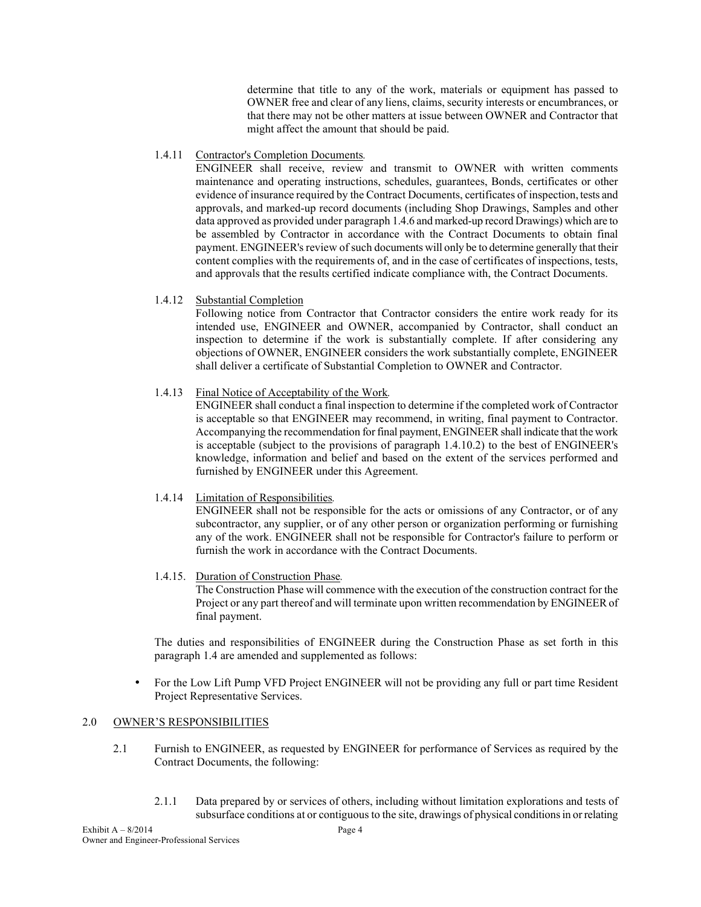determine that title to any of the work, materials or equipment has passed to OWNER free and clear of any liens, claims, security interests or encumbrances, or that there may not be other matters at issue between OWNER and Contractor that might affect the amount that should be paid.

1.4.11 Contractor's Completion Documents.

ENGINEER shall receive, review and transmit to OWNER with written comments maintenance and operating instructions, schedules, guarantees, Bonds, certificates or other evidence of insurance required by the Contract Documents, certificates of inspection, tests and approvals, and marked-up record documents (including Shop Drawings, Samples and other data approved as provided under paragraph 1.4.6 and marked-up record Drawings) which are to be assembled by Contractor in accordance with the Contract Documents to obtain final payment. ENGINEER's review of such documents will only be to determine generally that their content complies with the requirements of, and in the case of certificates of inspections, tests, and approvals that the results certified indicate compliance with, the Contract Documents.

1.4.12 Substantial Completion

Following notice from Contractor that Contractor considers the entire work ready for its intended use, ENGINEER and OWNER, accompanied by Contractor, shall conduct an inspection to determine if the work is substantially complete. If after considering any objections of OWNER, ENGINEER considers the work substantially complete, ENGINEER shall deliver a certificate of Substantial Completion to OWNER and Contractor.

1.4.13 Final Notice of Acceptability of the Work.

ENGINEER shall conduct a final inspection to determine if the completed work of Contractor is acceptable so that ENGINEER may recommend, in writing, final payment to Contractor. Accompanying the recommendation for final payment, ENGINEER shall indicate that the work is acceptable (subject to the provisions of paragraph 1.4.10.2) to the best of ENGINEER's knowledge, information and belief and based on the extent of the services performed and furnished by ENGINEER under this Agreement.

1.4.14 Limitation of Responsibilities.

ENGINEER shall not be responsible for the acts or omissions of any Contractor, or of any subcontractor, any supplier, or of any other person or organization performing or furnishing any of the work. ENGINEER shall not be responsible for Contractor's failure to perform or furnish the work in accordance with the Contract Documents.

1.4.15. Duration of Construction Phase.

The Construction Phase will commence with the execution of the construction contract for the Project or any part thereof and will terminate upon written recommendation by ENGINEER of final payment.

The duties and responsibilities of ENGINEER during the Construction Phase as set forth in this paragraph 1.4 are amended and supplemented as follows:

- For the Low Lift Pump VFD Project ENGINEER will not be providing any full or part time Resident Project Representative Services.

## 2.0 OWNER'S RESPONSIBILITIES

2.1 Furnish to ENGINEER, as requested by ENGINEER for performance of Services as required by the Contract Documents, the following:

2.1.1 Data prepared by or services of others, including without limitation explorations and tests of subsurface conditions at or contiguous to the site, drawings of physical conditions in or relating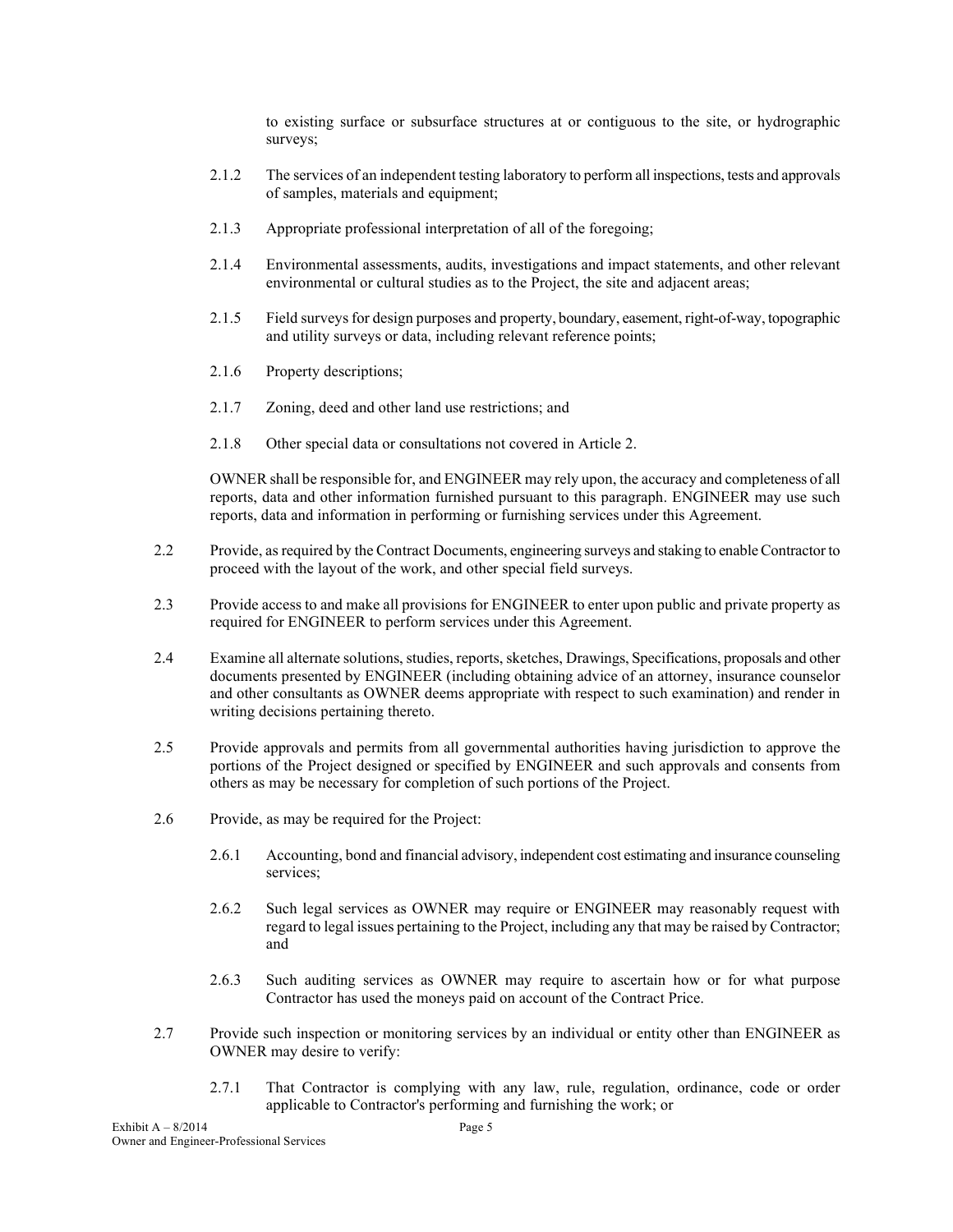to existing surface or subsurface structures at or contiguous to the site, or hydrographic surveys;

2.1.2 The services of an independent testing laboratory to perform all inspections, tests and approvals of samples, materials and equipment;

2.1.3 Appropriate professional interpretation of all of the foregoing;

2.1.4 Environmental assessments, audits, investigations and impact statements, and other relevant environmental or cultural studies as to the Project, the site and adjacent areas;

2.1.5 Field surveys for design purposes and property, boundary, easement, right-of-way, topographic and utility surveys or data, including relevant reference points;

2.1.6 Property descriptions;

2.1.7 Zoning, deed and other land use restrictions; and

2.1.8 Other special data or consultations not covered in Article 2.

OWNER shall be responsible for, and ENGINEER may rely upon, the accuracy and completeness of all reports, data and other information furnished pursuant to this paragraph. ENGINEER may use such reports, data and information in performing or furnishing services under this Agreement.

2.2 Provide, as required by the Contract Documents, engineering surveys and staking to enable Contractor to proceed with the layout of the work, and other special field surveys.

2.3 Provide access to and make all provisions for ENGINEER to enter upon public and private property as required for ENGINEER to perform services under this Agreement.

2.4 Examine all alternate solutions, studies, reports, sketches, Drawings, Specifications, proposals and other documents presented by ENGINEER (including obtaining advice of an attorney, insurance counselor and other consultants as OWNER deems appropriate with respect to such examination) and render in writing decisions pertaining thereto.

2.5 Provide approvals and permits from all governmental authorities having jurisdiction to approve the portions of the Project designed or specified by ENGINEER and such approvals and consents from others as may be necessary for completion of such portions of the Project.

2.6 Provide, as may be required for the Project:

2.6.1 Accounting, bond and financial advisory, independent cost estimating and insurance counseling services;

2.6.2 Such legal services as OWNER may require or ENGINEER may reasonably request with regard to legal issues pertaining to the Project, including any that may be raised by Contractor; and

2.6.3 Such auditing services as OWNER may require to ascertain how or for what purpose Contractor has used the moneys paid on account of the Contract Price.

2.7 Provide such inspection or monitoring services by an individual or entity other than ENGINEER as OWNER may desire to verify:

2.7.1 That Contractor is complying with any law, rule, regulation, ordinance, code or order applicable to Contractor's performing and furnishing the work; or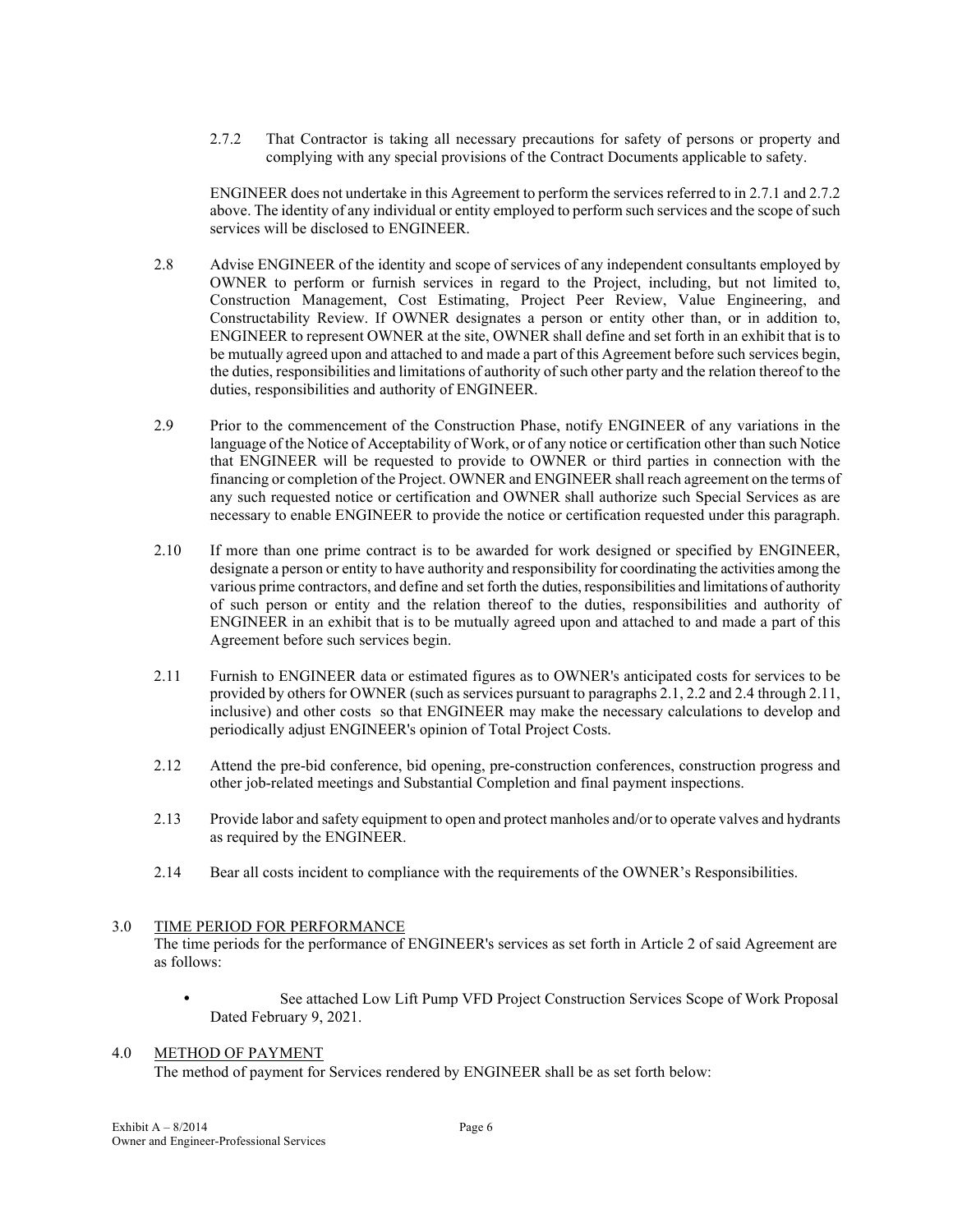2.7.2 That Contractor is taking all necessary precautions for safety of persons or property and complying with any special provisions of the Contract Documents applicable to safety.

ENGINEER does not undertake in this Agreement to perform the services referred to in 2.7.1 and 2.7.2 above. The identity of any individual or entity employed to perform such services and the scope of such services will be disclosed to ENGINEER.

2.8 Advise ENGINEER of the identity and scope of services of any independent consultants employed by OWNER to perform or furnish services in regard to the Project, including, but not limited to, Construction Management, Cost Estimating, Project Peer Review, Value Engineering, and Constructability Review. If OWNER designates a person or entity other than, or in addition to, ENGINEER to represent OWNER at the site, OWNER shall define and set forth in an exhibit that is to be mutually agreed upon and attached to and made a part of this Agreement before such services begin, the duties, responsibilities and limitations of authority of such other party and the relation thereof to the duties, responsibilities and authority of ENGINEER.

2.9 Prior to the commencement of the Construction Phase, notify ENGINEER of any variations in the language of the Notice of Acceptability of Work, or of any notice or certification other than such Notice that ENGINEER will be requested to provide to OWNER or third parties in connection with the financing or completion of the Project. OWNER and ENGINEER shall reach agreement on the terms of any such requested notice or certification and OWNER shall authorize such Special Services as are necessary to enable ENGINEER to provide the notice or certification requested under this paragraph.

2.10 If more than one prime contract is to be awarded for work designed or specified by ENGINEER, designate a person or entity to have authority and responsibility for coordinating the activities among the various prime contractors, and define and set forth the duties, responsibilities and limitations of authority of such person or entity and the relation thereof to the duties, responsibilities and authority of ENGINEER in an exhibit that is to be mutually agreed upon and attached to and made a part of this Agreement before such services begin.

2.11 Furnish to ENGINEER data or estimated figures as to OWNER's anticipated costs for services to be provided by others for OWNER (such as services pursuant to paragraphs 2.1, 2.2 and 2.4 through 2.11, inclusive) and other costs so that ENGINEER may make the necessary calculations to develop and periodically adjust ENGINEER's opinion of Total Project Costs.

2.12 Attend the pre-bid conference, bid opening, pre-construction conferences, construction progress and other job-related meetings and Substantial Completion and final payment inspections.

2.13 Provide labor and safety equipment to open and protect manholes and/or to operate valves and hydrants as required by the ENGINEER.

2.14 Bear all costs incident to compliance with the requirements of the OWNER's Responsibilities.

## 3.0 TIME PERIOD FOR PERFORMANCE

The time periods for the performance of ENGINEER's services as set forth in Article 2 of said Agreement are as follows:

- See attached Low Lift Pump VFD Project Construction Services Scope of Work Proposal Dated February 9, 2021.

## 4.0 METHOD OF PAYMENT

The method of payment for Services rendered by ENGINEER shall be as set forth below: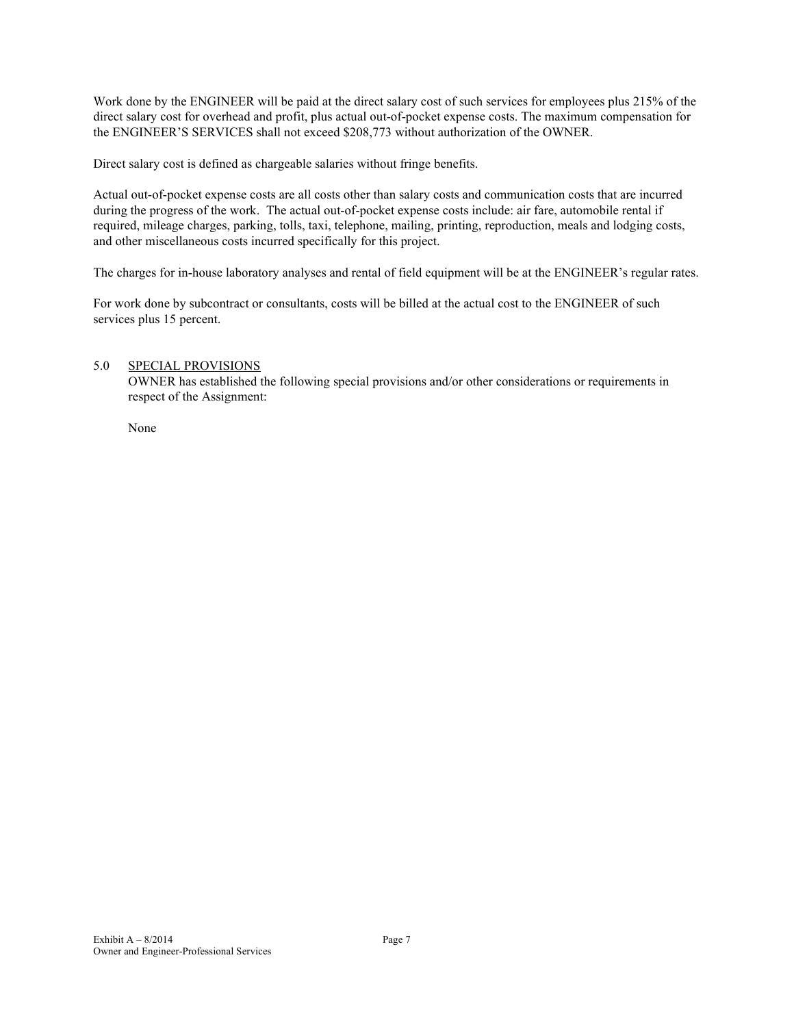Work done by the ENGINEER will be paid at the direct salary cost of such services for employees plus 215% of the direct salary cost for overhead and profit, plus actual out-of-pocket expense costs. The maximum compensation for the ENGINEER'S SERVICES shall not exceed $208,773 without authorization of the OWNER.

Direct salary cost is defined as chargeable salaries without fringe benefits.

Actual out-of-pocket expense costs are all costs other than salary costs and communication costs that are incurred during the progress of the work. The actual out-of-pocket expense costs include: air fare, automobile rental if required, mileage charges, parking, tolls, taxi, telephone, mailing, printing, reproduction, meals and lodging costs, and other miscellaneous costs incurred specifically for this project.

The charges for in-house laboratory analyses and rental of field equipment will be at the ENGINEER's regular rates.

For work done by subcontract or consultants, costs will be billed at the actual cost to the ENGINEER of such services plus 15 percent.

## 5.0 SPECIAL PROVISIONS

OWNER has established the following special provisions and/or other considerations or requirements in respect of the Assignment:

None